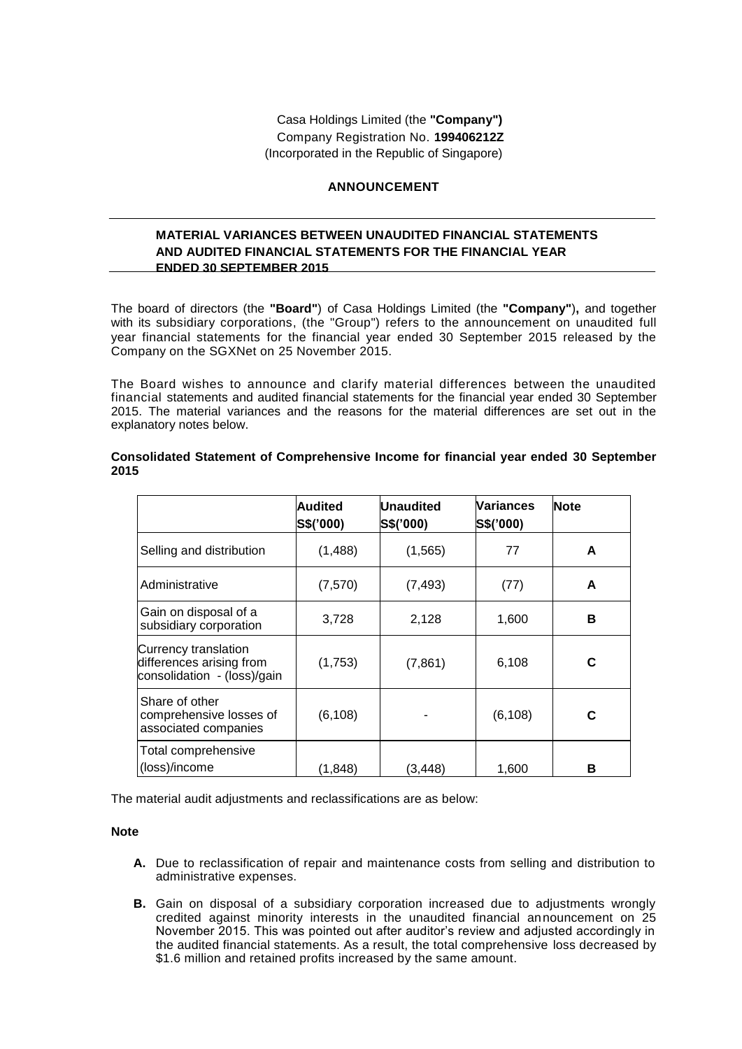Casa Holdings Limited (the **"Company")**
Company Registration No. **199406212Z**
(Incorporated in the Republic of Singapore)

**ANNOUNCEMENT**

## MATERIAL VARIANCES BETWEEN UNAUDITED FINANCIAL STATEMENTS AND AUDITED FINANCIAL STATEMENTS FOR THE FINANCIAL YEAR ENDED 30 SEPTEMBER 2015

The board of directors (the **"Board"**) of Casa Holdings Limited (the **"Company"**), and together with its subsidiary corporations, (the "Group") refers to the announcement on unaudited full year financial statements for the financial year ended 30 September 2015 released by the Company on the SGXNet on 25 November 2015.

The Board wishes to announce and clarify material differences between the unaudited financial statements and audited financial statements for the financial year ended 30 September 2015. The material variances and the reasons for the material differences are set out in the explanatory notes below.

**Consolidated Statement of Comprehensive Income for financial year ended 30 September 2015**

| | Audited S$('000) | Unaudited S$('000) | Variances S$('000) | Note |
|---|---|---|---|---|
| Selling and distribution | (1,488) | (1,565) | 77 | A |
| Administrative | (7,570) | (7,493) | (77) | A |
| Gain on disposal of a subsidiary corporation | 3,728 | 2,128 | 1,600 | B |
| Currency translation differences arising from consolidation - (loss)/gain | (1,753) | (7,861) | 6,108 | C |
| Share of other comprehensive losses of associated companies | (6,108) | - | (6,108) | C |
| Total comprehensive (loss)/income | (1,848) | (3,448) | 1,600 | B |

The material audit adjustments and reclassifications are as below:

**Note**

- **A.** Due to reclassification of repair and maintenance costs from selling and distribution to administrative expenses.
- **B.** Gain on disposal of a subsidiary corporation increased due to adjustments wrongly credited against minority interests in the unaudited financial announcement on 25 November 2015. This was pointed out after auditor's review and adjusted accordingly in the audited financial statements. As a result, the total comprehensive loss decreased by $1.6 million and retained profits increased by the same amount.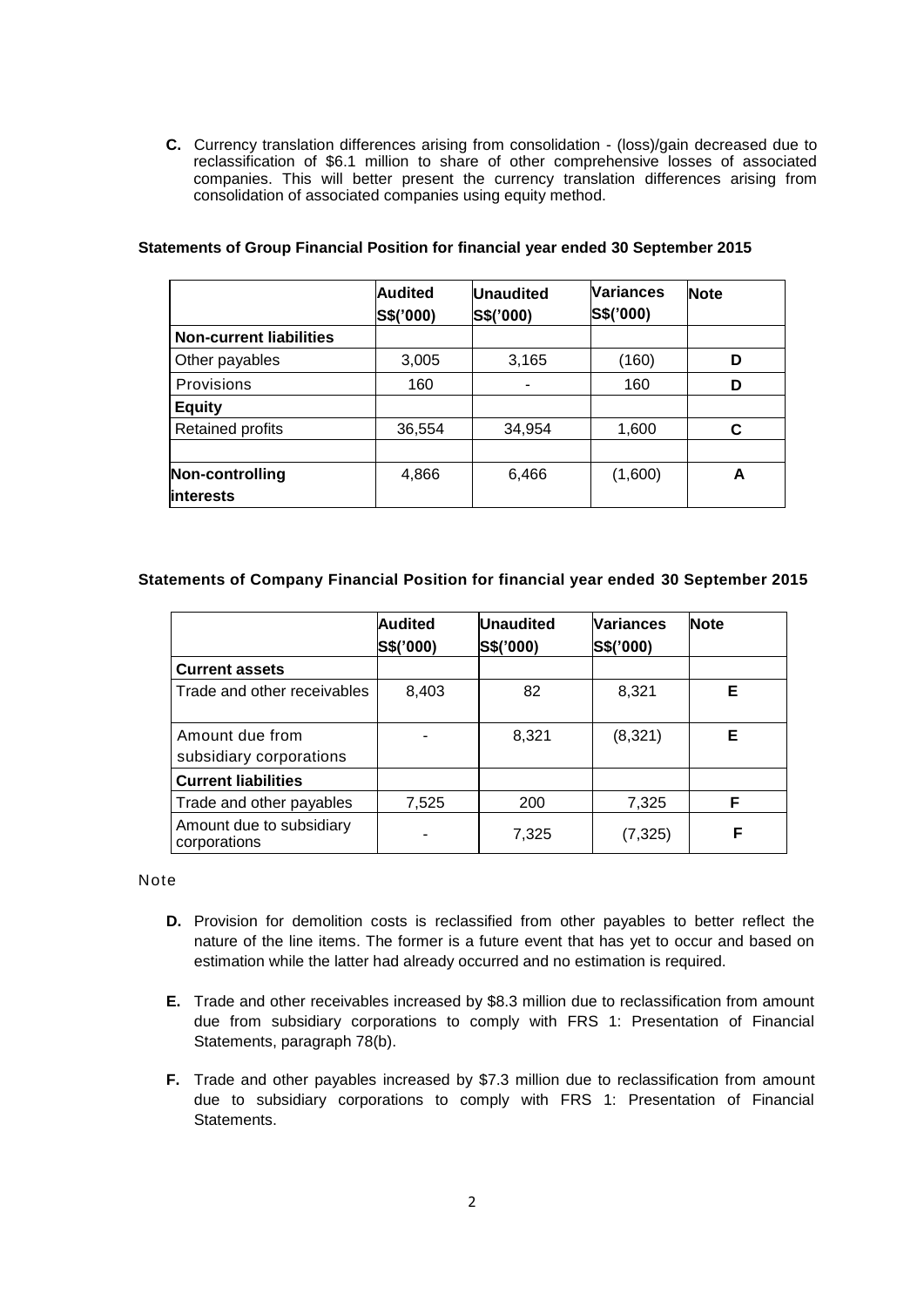**C.** Currency translation differences arising from consolidation - (loss)/gain decreased due to reclassification of $6.1 million to share of other comprehensive losses of associated companies. This will better present the currency translation differences arising from consolidation of associated companies using equity method.

**Statements of Group Financial Position for financial year ended 30 September 2015**

| | **Audited S$('000)** | **Unaudited S$('000)** | **Variances S$('000)** | **Note** |
|---|---|---|---|---|
| **Non-current liabilities** | | | | |
| Other payables | 3,005 | 3,165 | (160) | **D** |
| Provisions | 160 | - | 160 | **D** |
| **Equity** | | | | |
| Retained profits | 36,554 | 34,954 | 1,600 | **C** |
| | | | | |
| **Non-controlling interests** | 4,866 | 6,466 | (1,600) | **A** |

**Statements of Company Financial Position for financial year ended 30 September 2015**

| | **Audited S$('000)** | **Unaudited S$('000)** | **Variances S$('000)** | **Note** |
|---|---|---|---|---|
| **Current assets** | | | | |
| Trade and other receivables | 8,403 | 82 | 8,321 | **E** |
| Amount due from subsidiary corporations | - | 8,321 | (8,321) | **E** |
| **Current liabilities** | | | | |
| Trade and other payables | 7,525 | 200 | 7,325 | **F** |
| Amount due to subsidiary corporations | - | 7,325 | (7,325) | **F** |

Note

**D.** Provision for demolition costs is reclassified from other payables to better reflect the nature of the line items. The former is a future event that has yet to occur and based on estimation while the latter had already occurred and no estimation is required.

**E.** Trade and other receivables increased by $8.3 million due to reclassification from amount due from subsidiary corporations to comply with FRS 1: Presentation of Financial Statements, paragraph 78(b).

**F.** Trade and other payables increased by $7.3 million due to reclassification from amount due to subsidiary corporations to comply with FRS 1: Presentation of Financial Statements.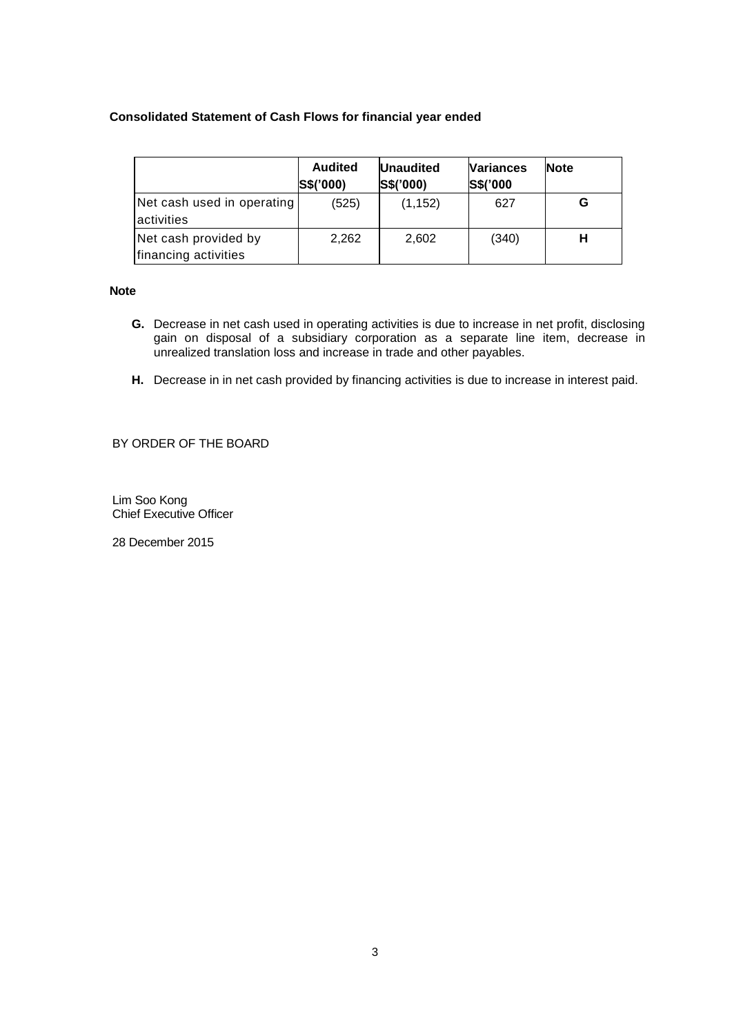**Consolidated Statement of Cash Flows for financial year ended**

| | Audited S$('000) | Unaudited S$('000) | Variances S$('000 | Note |
|---|---|---|---|---|
| Net cash used in operating activities | (525) | (1,152) | 627 | G |
| Net cash provided by financing activities | 2,262 | 2,602 | (340) | H |

**Note**

**G.** Decrease in net cash used in operating activities is due to increase in net profit, disclosing gain on disposal of a subsidiary corporation as a separate line item, decrease in unrealized translation loss and increase in trade and other payables.

**H.** Decrease in in net cash provided by financing activities is due to increase in interest paid.

BY ORDER OF THE BOARD

Lim Soo Kong
Chief Executive Officer

28 December 2015